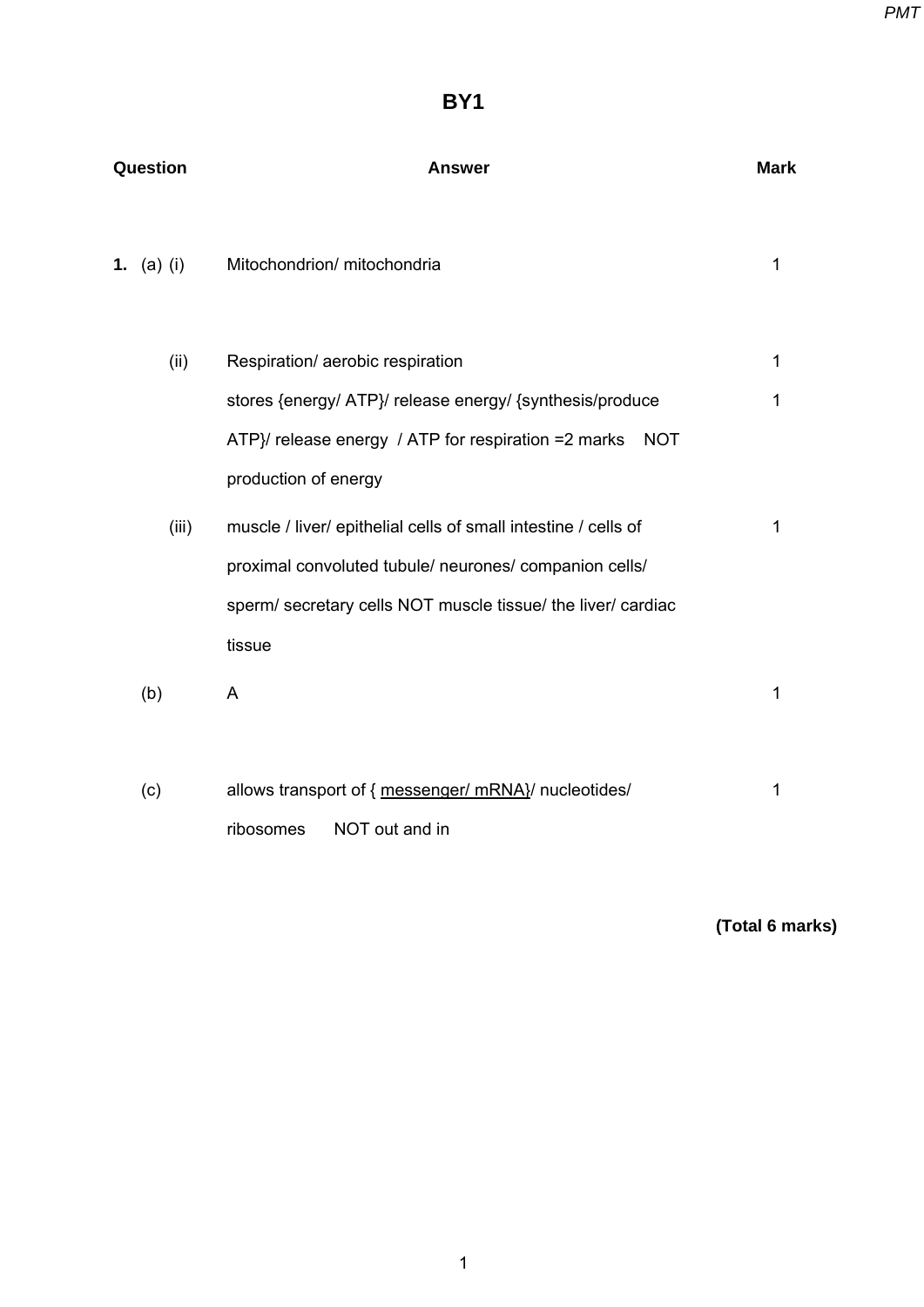# BY1

| Question | | | Answer | Mark |
|---|---|---|---|---|
| **1.** | (a) | (i) | Mitochondrion/ mitochondria | 1 |
| | | (ii) | Respiration/ aerobic respiration | 1 |
| | | | stores {energy/ ATP}/ release energy/ {synthesis/produce ATP}/ release energy / ATP for respiration =2 marks NOT production of energy | 1 |
| | | (iii) | muscle / liver/ epithelial cells of small intestine / cells of proximal convoluted tubule/ neurones/ companion cells/ sperm/ secretary cells NOT muscle tissue/ the liver/ cardiac tissue | 1 |
| | (b) | | A | 1 |
| | (c) | | allows transport of { <u>messenger/ mRNA</u>}/ nucleotides/ ribosomes NOT out and in | 1 |

**(Total 6 marks)**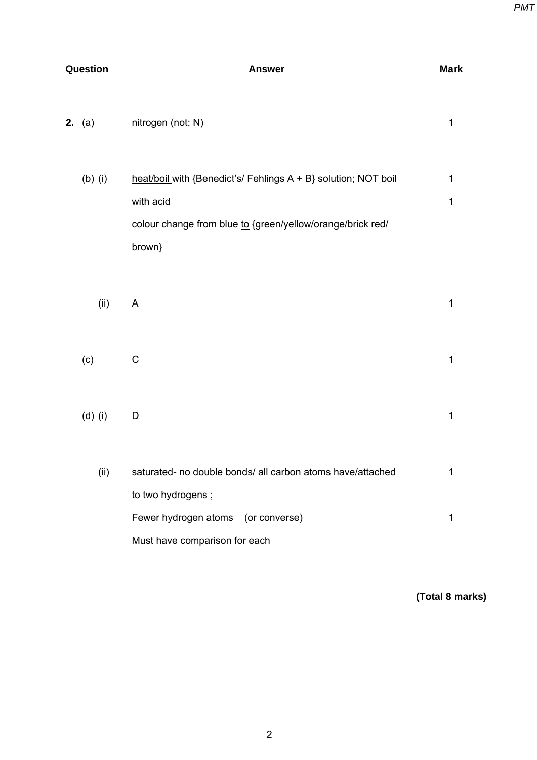| Question | | Answer | Mark |
|---|---|---|---|
| **2.** (a) | | nitrogen (not: N) | 1 |
| (b) | (i) | <u>heat/boil</u> with {Benedict's/ Fehlings A + B} solution; NOT boil with acid<br>colour change from blue <u>to</u> {green/yellow/orange/brick red/ brown} | 1<br>1 |
| | (ii) | A | 1 |
| (c) | | C | 1 |
| (d) | (i) | D | 1 |
| | (ii) | saturated- no double bonds/ all carbon atoms have/attached to two hydrogens ;<br>Fewer hydrogen atoms (or converse)<br>Must have comparison for each | 1<br>1 |

**(Total 8 marks)**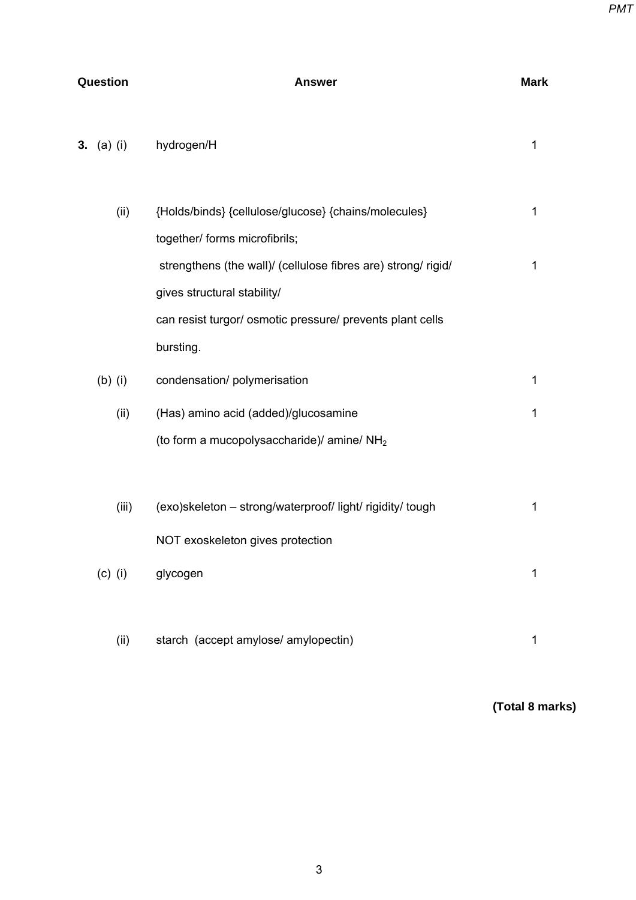| Question | Answer | Mark |
|---|---|---|
| **3.** (a) (i) | hydrogen/H | 1 |
| (ii) | {Holds/binds} {cellulose/glucose} {chains/molecules} together/ forms microfibrils; | 1 |
| | strengthens (the wall)/ (cellulose fibres are) strong/ rigid/ gives structural stability/ can resist turgor/ osmotic pressure/ prevents plant cells bursting. | 1 |
| (b) (i) | condensation/ polymerisation | 1 |
| (ii) | (Has) amino acid (added)/glucosamine (to form a mucopolysaccharide)/ amine/ $NH_2$ | 1 |
| (iii) | (exo)skeleton – strong/waterproof/ light/ rigidity/ tough<br>NOT exoskeleton gives protection | 1 |
| (c) (i) | glycogen | 1 |
| (ii) | starch (accept amylose/ amylopectin) | 1 |

**(Total 8 marks)**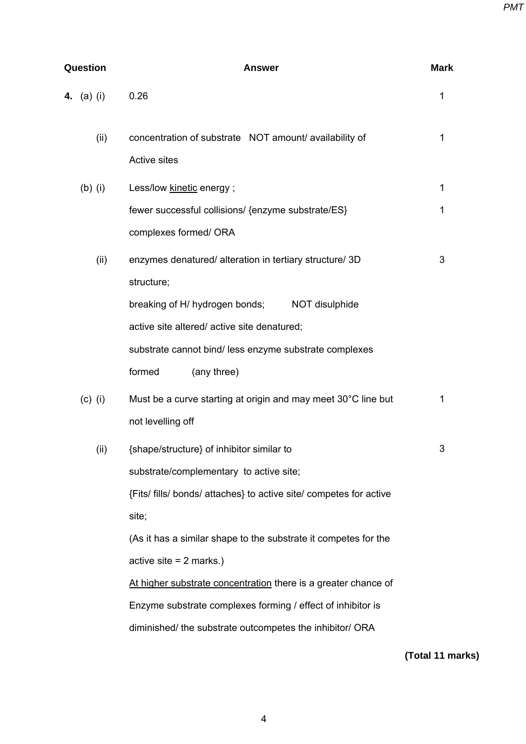| Question | Answer | Mark |
|---|---|---|
| **4.** (a) (i) | 0.26 | 1 |
| (ii) | concentration of substrate NOT amount/ availability of Active sites | 1 |
| (b) (i) | Less/low <u>kinetic</u> energy ; | 1 |
| | fewer successful collisions/ {enzyme substrate/ES} complexes formed/ ORA | 1 |
| (ii) | enzymes denatured/ alteration in tertiary structure/ 3D structure;<br>breaking of H/ hydrogen bonds; NOT disulphide<br>active site altered/ active site denatured;<br>substrate cannot bind/ less enzyme substrate complexes formed (any three) | 3 |
| (c) (i) | Must be a curve starting at origin and may meet 30°C line but not levelling off | 1 |
| (ii) | {shape/structure} of inhibitor similar to substrate/complementary to active site;<br>{Fits/ fills/ bonds/ attaches} to active site/ competes for active site;<br>(As it has a similar shape to the substrate it competes for the active site = 2 marks.)<br><u>At higher substrate concentration</u> there is a greater chance of Enzyme substrate complexes forming / effect of inhibitor is diminished/ the substrate outcompetes the inhibitor/ ORA | 3 |

**(Total 11 marks)**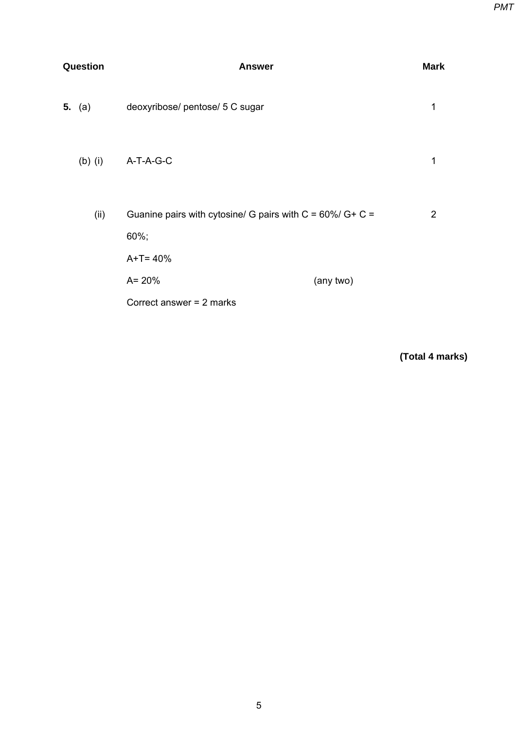| Question | Answer | Mark |
|---|---|---|
| **5.** (a) | deoxyribose/ pentose/ 5 C sugar | 1 |
| (b) (i) | A-T-A-G-C | 1 |
| (ii) | Guanine pairs with cytosine/ G pairs with C = 60%/ G+ C = 60%;<br>A+T= 40%<br>A= 20% (any two)<br>Correct answer = 2 marks | 2 |

**(Total 4 marks)**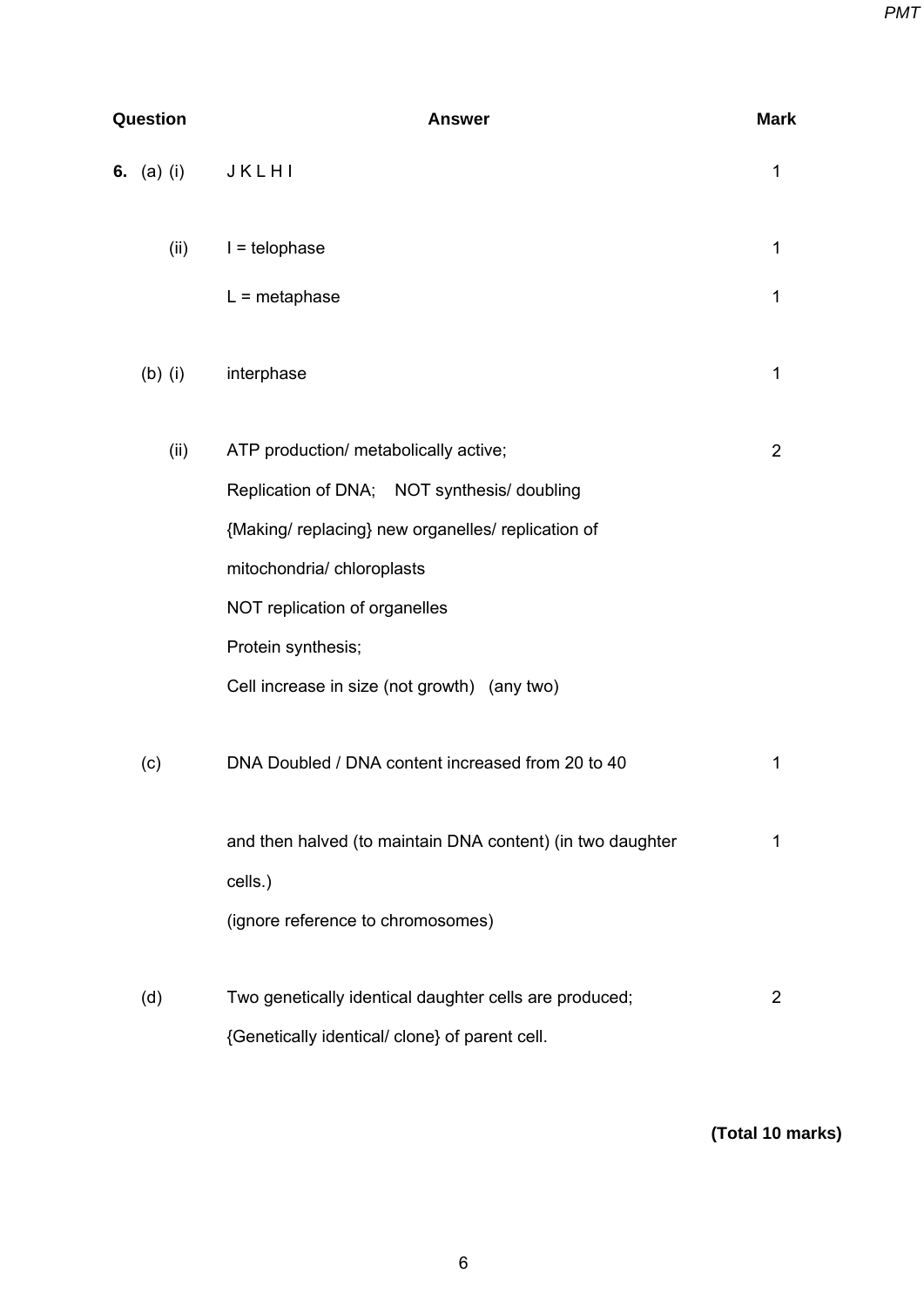| Question | | | Answer | Mark |
|---|---|---|---|---|
| **6.** | (a) | (i) | J K L H I | 1 |
| | | (ii) | I = telophase | 1 |
| | | | L = metaphase | 1 |
| | (b) | (i) | interphase | 1 |
| | | (ii) | ATP production/ metabolically active;<br>Replication of DNA; NOT synthesis/ doubling<br>{Making/ replacing} new organelles/ replication of mitochondria/ chloroplasts<br>NOT replication of organelles<br>Protein synthesis;<br>Cell increase in size (not growth) (any two) | 2 |
| | (c) | | DNA Doubled / DNA content increased from 20 to 40 | 1 |
| | | | and then halved (to maintain DNA content) (in two daughter cells.)<br>(ignore reference to chromosomes) | 1 |
| | (d) | | Two genetically identical daughter cells are produced;<br>{Genetically identical/ clone} of parent cell. | 2 |

**(Total 10 marks)**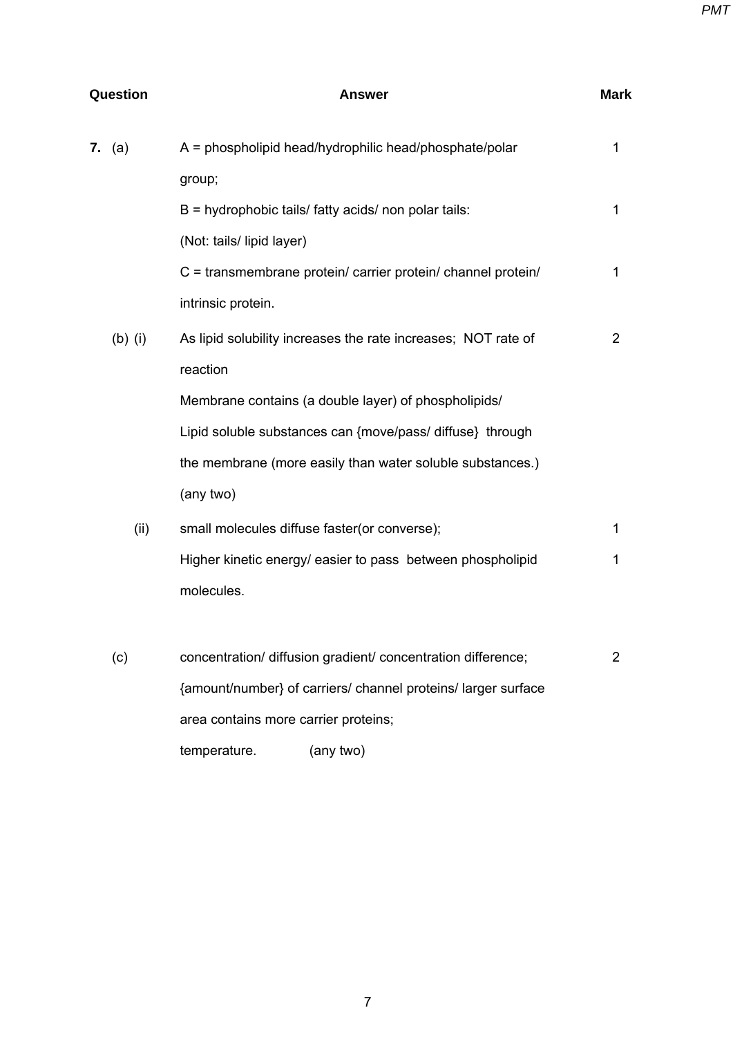| Question | Answer | Mark |
|---|---|---|
| 7. (a) | A = phospholipid head/hydrophilic head/phosphate/polar group; | 1 |
| | B = hydrophobic tails/ fatty acids/ non polar tails: (Not: tails/ lipid layer) | 1 |
| | C = transmembrane protein/ carrier protein/ channel protein/ intrinsic protein. | 1 |
| (b) (i) | As lipid solubility increases the rate increases; NOT rate of reaction<br>Membrane contains (a double layer) of phospholipids/<br>Lipid soluble substances can {move/pass/ diffuse} through the membrane (more easily than water soluble substances.)<br>(any two) | 2 |
| (ii) | small molecules diffuse faster(or converse); | 1 |
| | Higher kinetic energy/ easier to pass between phospholipid molecules. | 1 |
| (c) | concentration/ diffusion gradient/ concentration difference;<br>{amount/number} of carriers/ channel proteins/ larger surface area contains more carrier proteins;<br>temperature. (any two) | 2 |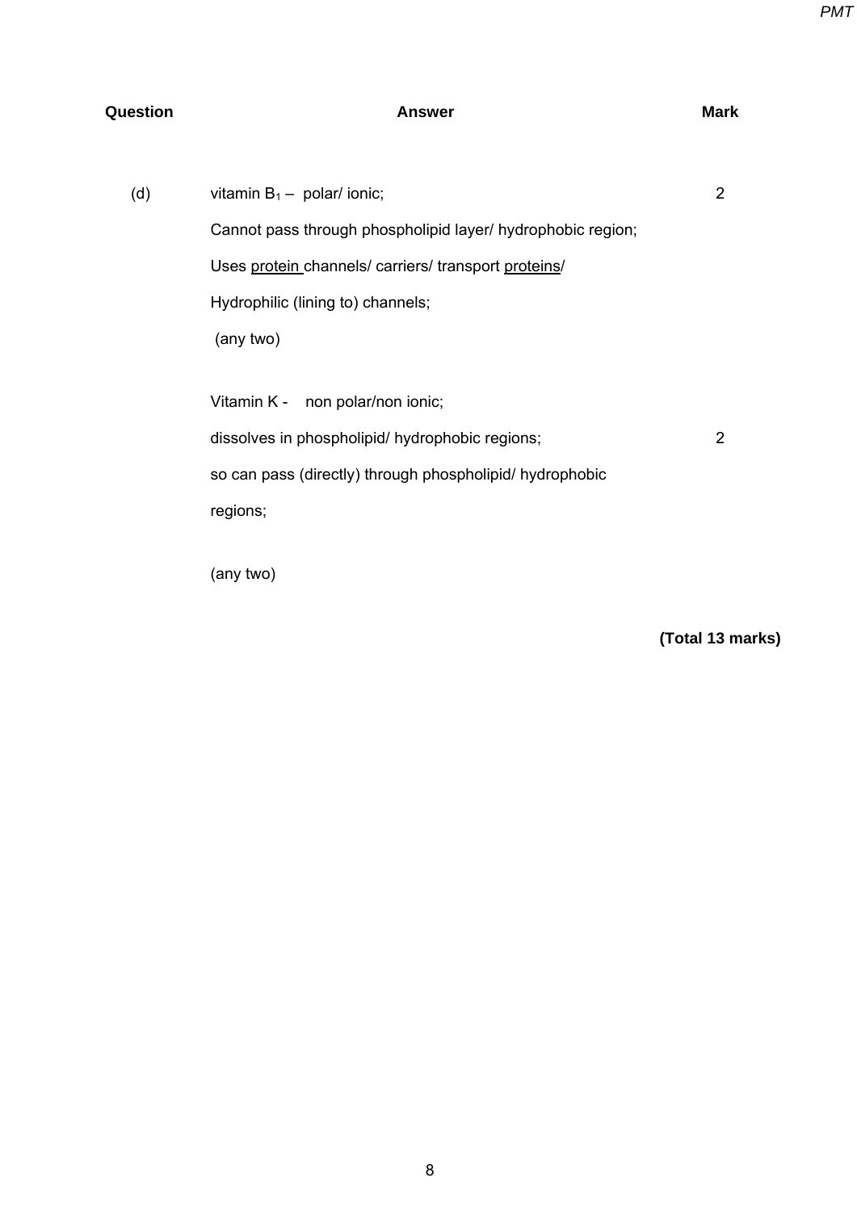| Question | Answer | Mark |
|---|---|---|
| (d) | vitamin $B_1$ – polar/ ionic;<br>Cannot pass through phospholipid layer/ hydrophobic region;<br>Uses protein channels/ carriers/ transport proteins/<br>Hydrophilic (lining to) channels;<br>(any two) | 2 |
| | Vitamin K - non polar/non ionic;<br>dissolves in phospholipid/ hydrophobic regions;<br>so can pass (directly) through phospholipid/ hydrophobic regions;<br><br>(any two) | 2 |

**(Total 13 marks)**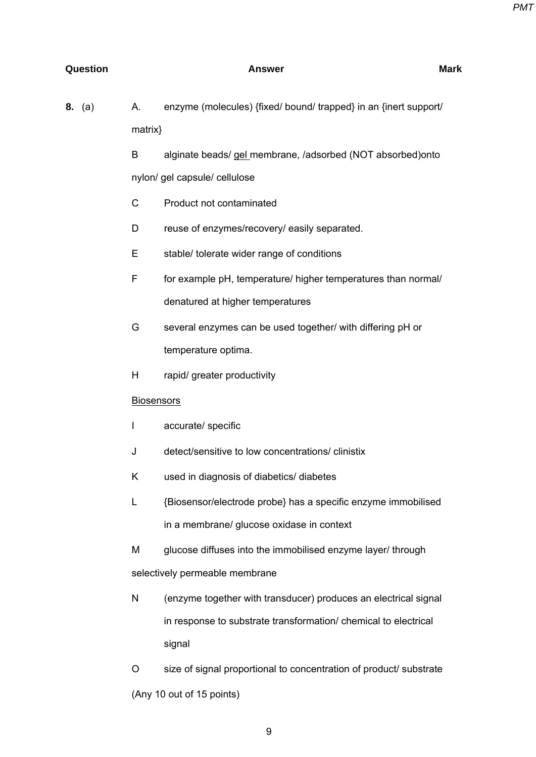| Question | Answer | Mark |
|---|---|---|
| **8.** (a) | A. enzyme (molecules) {fixed/ bound/ trapped} in an {inert support/ matrix} | |
| | B alginate beads/ gel membrane, /adsorbed (NOT absorbed)onto nylon/ gel capsule/ cellulose | |
| | C Product not contaminated | |
| | D reuse of enzymes/recovery/ easily separated. | |
| | E stable/ tolerate wider range of conditions | |
| | F for example pH, temperature/ higher temperatures than normal/ denatured at higher temperatures | |
| | G several enzymes can be used together/ with differing pH or temperature optima. | |
| | H rapid/ greater productivity | |
| | Biosensors | |
| | I accurate/ specific | |
| | J detect/sensitive to low concentrations/ clinistix | |
| | K used in diagnosis of diabetics/ diabetes | |
| | L {Biosensor/electrode probe} has a specific enzyme immobilised in a membrane/ glucose oxidase in context | |
| | M glucose diffuses into the immobilised enzyme layer/ through selectively permeable membrane | |
| | N (enzyme together with transducer) produces an electrical signal in response to substrate transformation/ chemical to electrical signal | |
| | O size of signal proportional to concentration of product/ substrate | |
| | (Any 10 out of 15 points) | |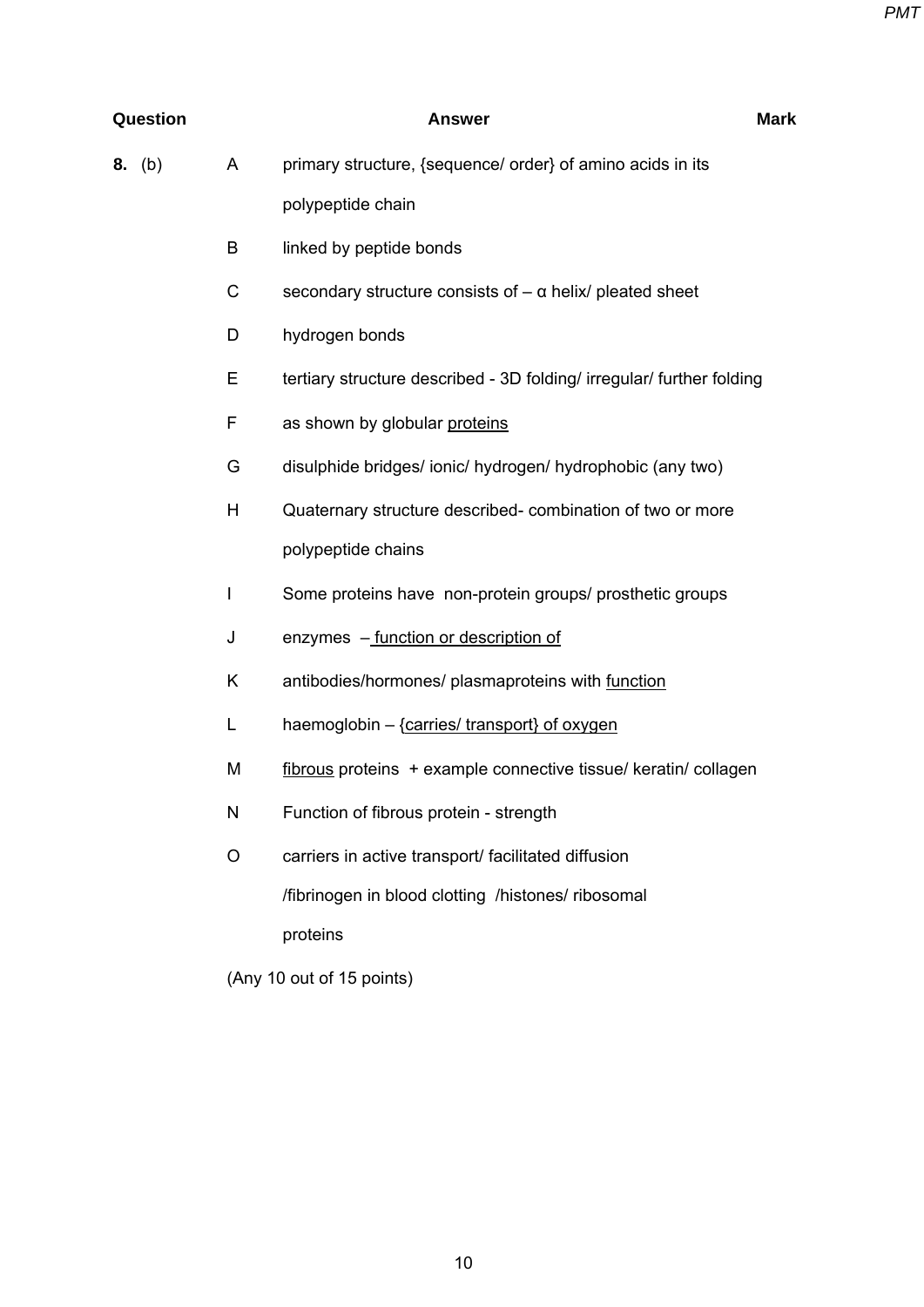| Question | | Answer | Mark |
|---|---|---|---|
| **8.** (b) | A | primary structure, {sequence/ order} of amino acids in its polypeptide chain | |
| | B | linked by peptide bonds | |
| | C | secondary structure consists of – α helix/ pleated sheet | |
| | D | hydrogen bonds | |
| | E | tertiary structure described - 3D folding/ irregular/ further folding | |
| | F | as shown by globular <u>proteins</u> | |
| | G | disulphide bridges/ ionic/ hydrogen/ hydrophobic (any two) | |
| | H | Quaternary structure described- combination of two or more polypeptide chains | |
| | I | Some proteins have non-protein groups/ prosthetic groups | |
| | J | enzymes – <u>function or description of</u> | |
| | K | antibodies/hormones/ plasmaproteins with <u>function</u> | |
| | L | haemoglobin – <u>{carries/ transport} of oxygen</u> | |
| | M | <u>fibrous</u> proteins + example connective tissue/ keratin/ collagen | |
| | N | Function of fibrous protein - strength | |
| | O | carriers in active transport/ facilitated diffusion /fibrinogen in blood clotting /histones/ ribosomal proteins | |
| | | (Any 10 out of 15 points) | |